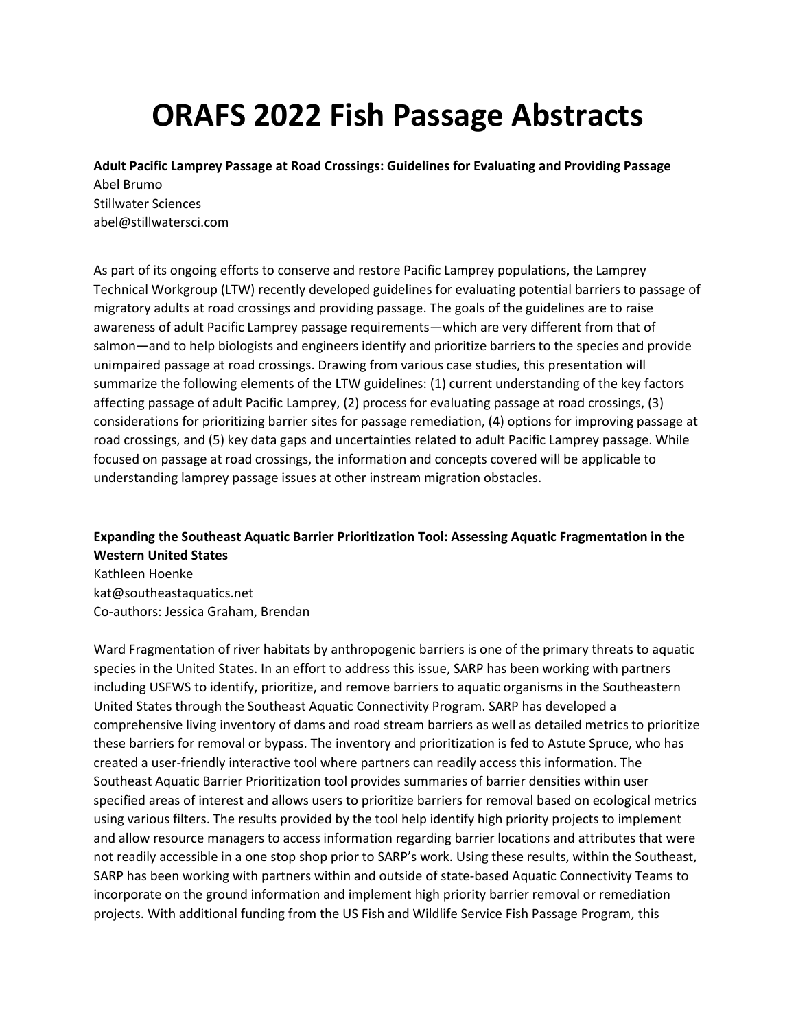# ORAFS 2022 Fish Passage Abstracts

**Adult Pacific Lamprey Passage at Road Crossings: Guidelines for Evaluating and Providing Passage**
Abel Brumo
Stillwater Sciences
abel@stillwatersci.com

As part of its ongoing efforts to conserve and restore Pacific Lamprey populations, the Lamprey Technical Workgroup (LTW) recently developed guidelines for evaluating potential barriers to passage of migratory adults at road crossings and providing passage. The goals of the guidelines are to raise awareness of adult Pacific Lamprey passage requirements—which are very different from that of salmon—and to help biologists and engineers identify and prioritize barriers to the species and provide unimpaired passage at road crossings. Drawing from various case studies, this presentation will summarize the following elements of the LTW guidelines: (1) current understanding of the key factors affecting passage of adult Pacific Lamprey, (2) process for evaluating passage at road crossings, (3) considerations for prioritizing barrier sites for passage remediation, (4) options for improving passage at road crossings, and (5) key data gaps and uncertainties related to adult Pacific Lamprey passage. While focused on passage at road crossings, the information and concepts covered will be applicable to understanding lamprey passage issues at other instream migration obstacles.

**Expanding the Southeast Aquatic Barrier Prioritization Tool: Assessing Aquatic Fragmentation in the Western United States**
Kathleen Hoenke
kat@southeastaquatics.net
Co-authors: Jessica Graham, Brendan

Ward Fragmentation of river habitats by anthropogenic barriers is one of the primary threats to aquatic species in the United States. In an effort to address this issue, SARP has been working with partners including USFWS to identify, prioritize, and remove barriers to aquatic organisms in the Southeastern United States through the Southeast Aquatic Connectivity Program. SARP has developed a comprehensive living inventory of dams and road stream barriers as well as detailed metrics to prioritize these barriers for removal or bypass. The inventory and prioritization is fed to Astute Spruce, who has created a user-friendly interactive tool where partners can readily access this information. The Southeast Aquatic Barrier Prioritization tool provides summaries of barrier densities within user specified areas of interest and allows users to prioritize barriers for removal based on ecological metrics using various filters. The results provided by the tool help identify high priority projects to implement and allow resource managers to access information regarding barrier locations and attributes that were not readily accessible in a one stop shop prior to SARP's work. Using these results, within the Southeast, SARP has been working with partners within and outside of state-based Aquatic Connectivity Teams to incorporate on the ground information and implement high priority barrier removal or remediation projects. With additional funding from the US Fish and Wildlife Service Fish Passage Program, this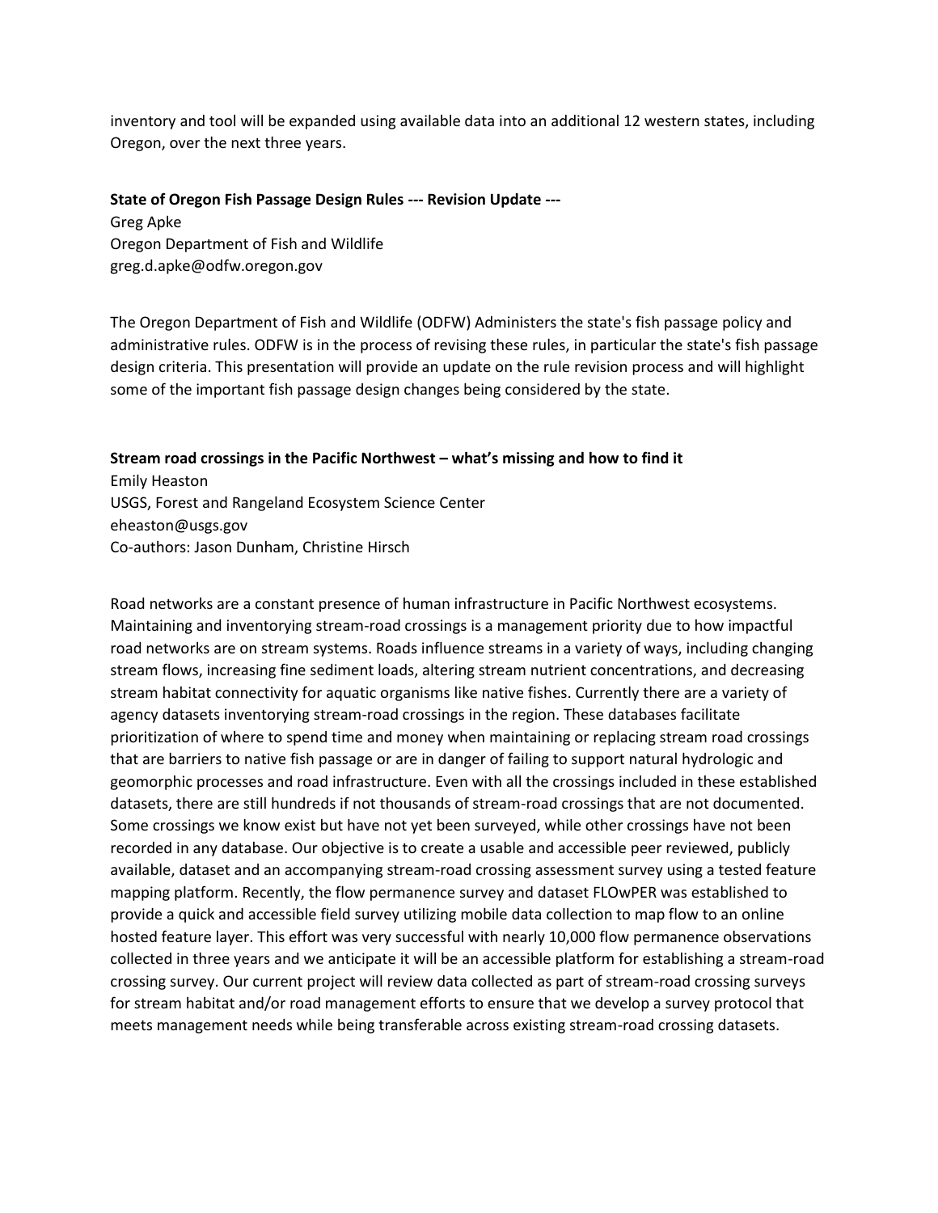inventory and tool will be expanded using available data into an additional 12 western states, including Oregon, over the next three years.

**State of Oregon Fish Passage Design Rules --- Revision Update ---**

Greg Apke
Oregon Department of Fish and Wildlife
greg.d.apke@odfw.oregon.gov

The Oregon Department of Fish and Wildlife (ODFW) Administers the state's fish passage policy and administrative rules. ODFW is in the process of revising these rules, in particular the state's fish passage design criteria. This presentation will provide an update on the rule revision process and will highlight some of the important fish passage design changes being considered by the state.

**Stream road crossings in the Pacific Northwest – what's missing and how to find it**

Emily Heaston
USGS, Forest and Rangeland Ecosystem Science Center
eheaston@usgs.gov
Co-authors: Jason Dunham, Christine Hirsch

Road networks are a constant presence of human infrastructure in Pacific Northwest ecosystems. Maintaining and inventorying stream-road crossings is a management priority due to how impactful road networks are on stream systems. Roads influence streams in a variety of ways, including changing stream flows, increasing fine sediment loads, altering stream nutrient concentrations, and decreasing stream habitat connectivity for aquatic organisms like native fishes. Currently there are a variety of agency datasets inventorying stream-road crossings in the region. These databases facilitate prioritization of where to spend time and money when maintaining or replacing stream road crossings that are barriers to native fish passage or are in danger of failing to support natural hydrologic and geomorphic processes and road infrastructure. Even with all the crossings included in these established datasets, there are still hundreds if not thousands of stream-road crossings that are not documented. Some crossings we know exist but have not yet been surveyed, while other crossings have not been recorded in any database. Our objective is to create a usable and accessible peer reviewed, publicly available, dataset and an accompanying stream-road crossing assessment survey using a tested feature mapping platform. Recently, the flow permanence survey and dataset FLOwPER was established to provide a quick and accessible field survey utilizing mobile data collection to map flow to an online hosted feature layer. This effort was very successful with nearly 10,000 flow permanence observations collected in three years and we anticipate it will be an accessible platform for establishing a stream-road crossing survey. Our current project will review data collected as part of stream-road crossing surveys for stream habitat and/or road management efforts to ensure that we develop a survey protocol that meets management needs while being transferable across existing stream-road crossing datasets.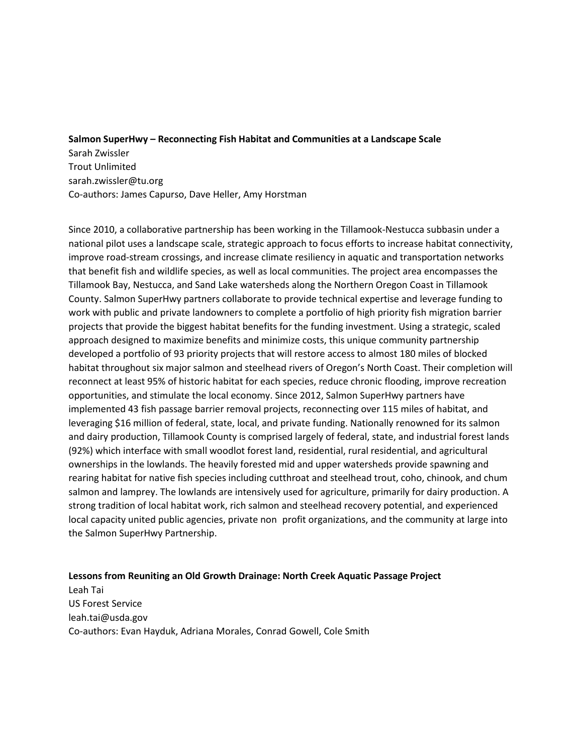**Salmon SuperHwy – Reconnecting Fish Habitat and Communities at a Landscape Scale**
Sarah Zwissler
Trout Unlimited
sarah.zwissler@tu.org
Co-authors: James Capurso, Dave Heller, Amy Horstman

Since 2010, a collaborative partnership has been working in the Tillamook-Nestucca subbasin under a national pilot uses a landscape scale, strategic approach to focus efforts to increase habitat connectivity, improve road-stream crossings, and increase climate resiliency in aquatic and transportation networks that benefit fish and wildlife species, as well as local communities. The project area encompasses the Tillamook Bay, Nestucca, and Sand Lake watersheds along the Northern Oregon Coast in Tillamook County. Salmon SuperHwy partners collaborate to provide technical expertise and leverage funding to work with public and private landowners to complete a portfolio of high priority fish migration barrier projects that provide the biggest habitat benefits for the funding investment. Using a strategic, scaled approach designed to maximize benefits and minimize costs, this unique community partnership developed a portfolio of 93 priority projects that will restore access to almost 180 miles of blocked habitat throughout six major salmon and steelhead rivers of Oregon's North Coast. Their completion will reconnect at least 95% of historic habitat for each species, reduce chronic flooding, improve recreation opportunities, and stimulate the local economy. Since 2012, Salmon SuperHwy partners have implemented 43 fish passage barrier removal projects, reconnecting over 115 miles of habitat, and leveraging $16 million of federal, state, local, and private funding. Nationally renowned for its salmon and dairy production, Tillamook County is comprised largely of federal, state, and industrial forest lands (92%) which interface with small woodlot forest land, residential, rural residential, and agricultural ownerships in the lowlands. The heavily forested mid and upper watersheds provide spawning and rearing habitat for native fish species including cutthroat and steelhead trout, coho, chinook, and chum salmon and lamprey. The lowlands are intensively used for agriculture, primarily for dairy production. A strong tradition of local habitat work, rich salmon and steelhead recovery potential, and experienced local capacity united public agencies, private non profit organizations, and the community at large into the Salmon SuperHwy Partnership.

**Lessons from Reuniting an Old Growth Drainage: North Creek Aquatic Passage Project**
Leah Tai
US Forest Service
leah.tai@usda.gov
Co-authors: Evan Hayduk, Adriana Morales, Conrad Gowell, Cole Smith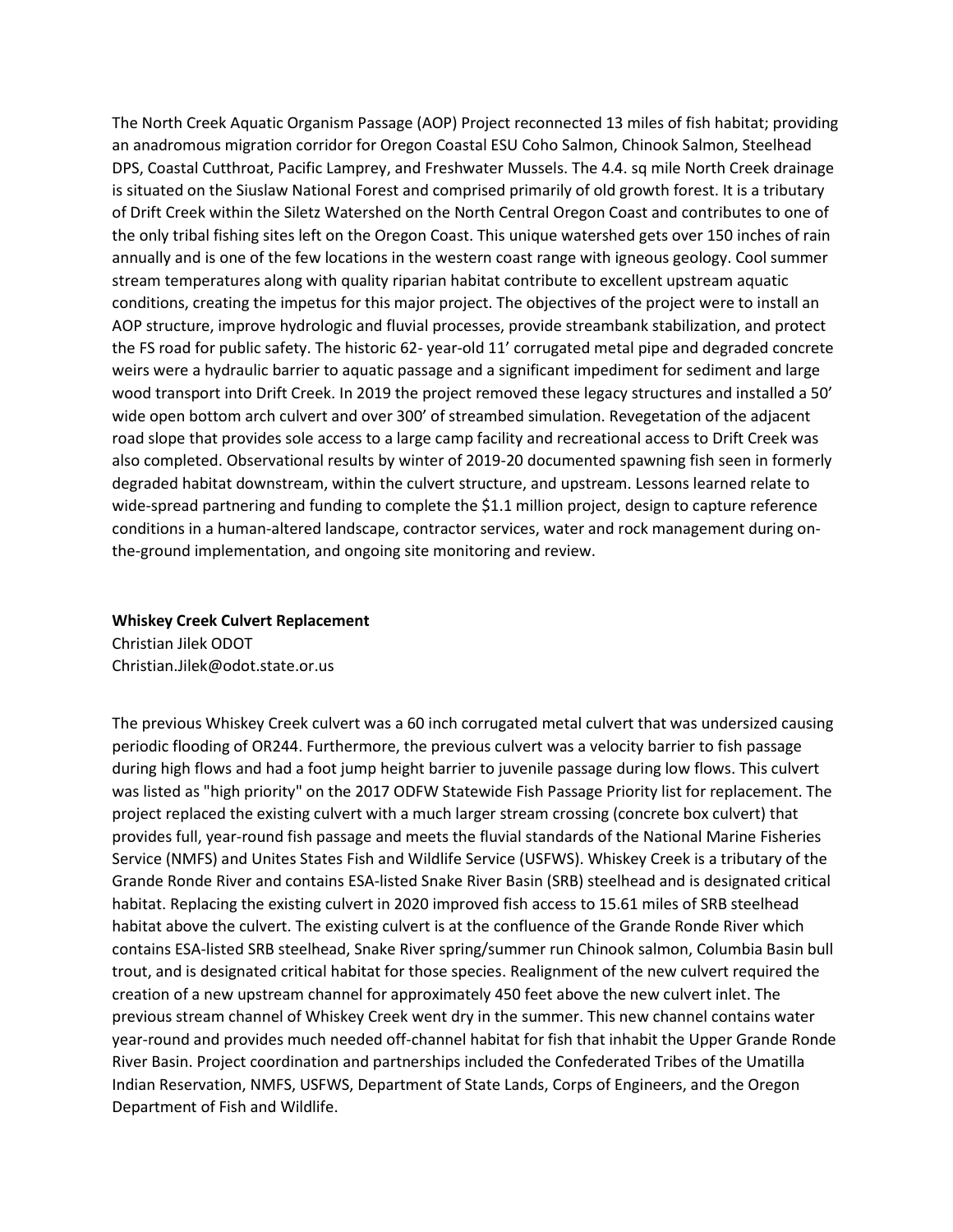The North Creek Aquatic Organism Passage (AOP) Project reconnected 13 miles of fish habitat; providing an anadromous migration corridor for Oregon Coastal ESU Coho Salmon, Chinook Salmon, Steelhead DPS, Coastal Cutthroat, Pacific Lamprey, and Freshwater Mussels. The 4.4. sq mile North Creek drainage is situated on the Siuslaw National Forest and comprised primarily of old growth forest. It is a tributary of Drift Creek within the Siletz Watershed on the North Central Oregon Coast and contributes to one of the only tribal fishing sites left on the Oregon Coast. This unique watershed gets over 150 inches of rain annually and is one of the few locations in the western coast range with igneous geology. Cool summer stream temperatures along with quality riparian habitat contribute to excellent upstream aquatic conditions, creating the impetus for this major project. The objectives of the project were to install an AOP structure, improve hydrologic and fluvial processes, provide streambank stabilization, and protect the FS road for public safety. The historic 62- year-old 11' corrugated metal pipe and degraded concrete weirs were a hydraulic barrier to aquatic passage and a significant impediment for sediment and large wood transport into Drift Creek. In 2019 the project removed these legacy structures and installed a 50' wide open bottom arch culvert and over 300' of streambed simulation. Revegetation of the adjacent road slope that provides sole access to a large camp facility and recreational access to Drift Creek was also completed. Observational results by winter of 2019-20 documented spawning fish seen in formerly degraded habitat downstream, within the culvert structure, and upstream. Lessons learned relate to wide-spread partnering and funding to complete the $1.1 million project, design to capture reference conditions in a human-altered landscape, contractor services, water and rock management during on-the-ground implementation, and ongoing site monitoring and review.

**Whiskey Creek Culvert Replacement**
Christian Jilek ODOT
Christian.Jilek@odot.state.or.us

The previous Whiskey Creek culvert was a 60 inch corrugated metal culvert that was undersized causing periodic flooding of OR244. Furthermore, the previous culvert was a velocity barrier to fish passage during high flows and had a foot jump height barrier to juvenile passage during low flows. This culvert was listed as "high priority" on the 2017 ODFW Statewide Fish Passage Priority list for replacement. The project replaced the existing culvert with a much larger stream crossing (concrete box culvert) that provides full, year-round fish passage and meets the fluvial standards of the National Marine Fisheries Service (NMFS) and Unites States Fish and Wildlife Service (USFWS). Whiskey Creek is a tributary of the Grande Ronde River and contains ESA-listed Snake River Basin (SRB) steelhead and is designated critical habitat. Replacing the existing culvert in 2020 improved fish access to 15.61 miles of SRB steelhead habitat above the culvert. The existing culvert is at the confluence of the Grande Ronde River which contains ESA-listed SRB steelhead, Snake River spring/summer run Chinook salmon, Columbia Basin bull trout, and is designated critical habitat for those species. Realignment of the new culvert required the creation of a new upstream channel for approximately 450 feet above the new culvert inlet. The previous stream channel of Whiskey Creek went dry in the summer. This new channel contains water year-round and provides much needed off-channel habitat for fish that inhabit the Upper Grande Ronde River Basin. Project coordination and partnerships included the Confederated Tribes of the Umatilla Indian Reservation, NMFS, USFWS, Department of State Lands, Corps of Engineers, and the Oregon Department of Fish and Wildlife.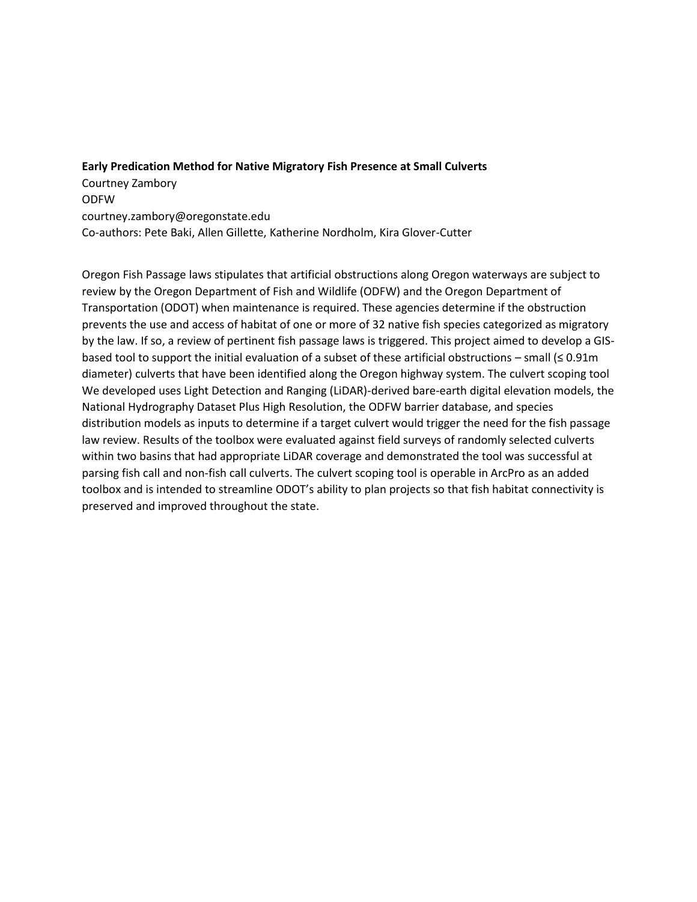**Early Predication Method for Native Migratory Fish Presence at Small Culverts**

Courtney Zambory
ODFW
courtney.zambory@oregonstate.edu
Co-authors: Pete Baki, Allen Gillette, Katherine Nordholm, Kira Glover-Cutter

Oregon Fish Passage laws stipulates that artificial obstructions along Oregon waterways are subject to review by the Oregon Department of Fish and Wildlife (ODFW) and the Oregon Department of Transportation (ODOT) when maintenance is required. These agencies determine if the obstruction prevents the use and access of habitat of one or more of 32 native fish species categorized as migratory by the law. If so, a review of pertinent fish passage laws is triggered. This project aimed to develop a GIS-based tool to support the initial evaluation of a subset of these artificial obstructions – small (≤ 0.91m diameter) culverts that have been identified along the Oregon highway system. The culvert scoping tool We developed uses Light Detection and Ranging (LiDAR)-derived bare-earth digital elevation models, the National Hydrography Dataset Plus High Resolution, the ODFW barrier database, and species distribution models as inputs to determine if a target culvert would trigger the need for the fish passage law review. Results of the toolbox were evaluated against field surveys of randomly selected culverts within two basins that had appropriate LiDAR coverage and demonstrated the tool was successful at parsing fish call and non-fish call culverts. The culvert scoping tool is operable in ArcPro as an added toolbox and is intended to streamline ODOT's ability to plan projects so that fish habitat connectivity is preserved and improved throughout the state.